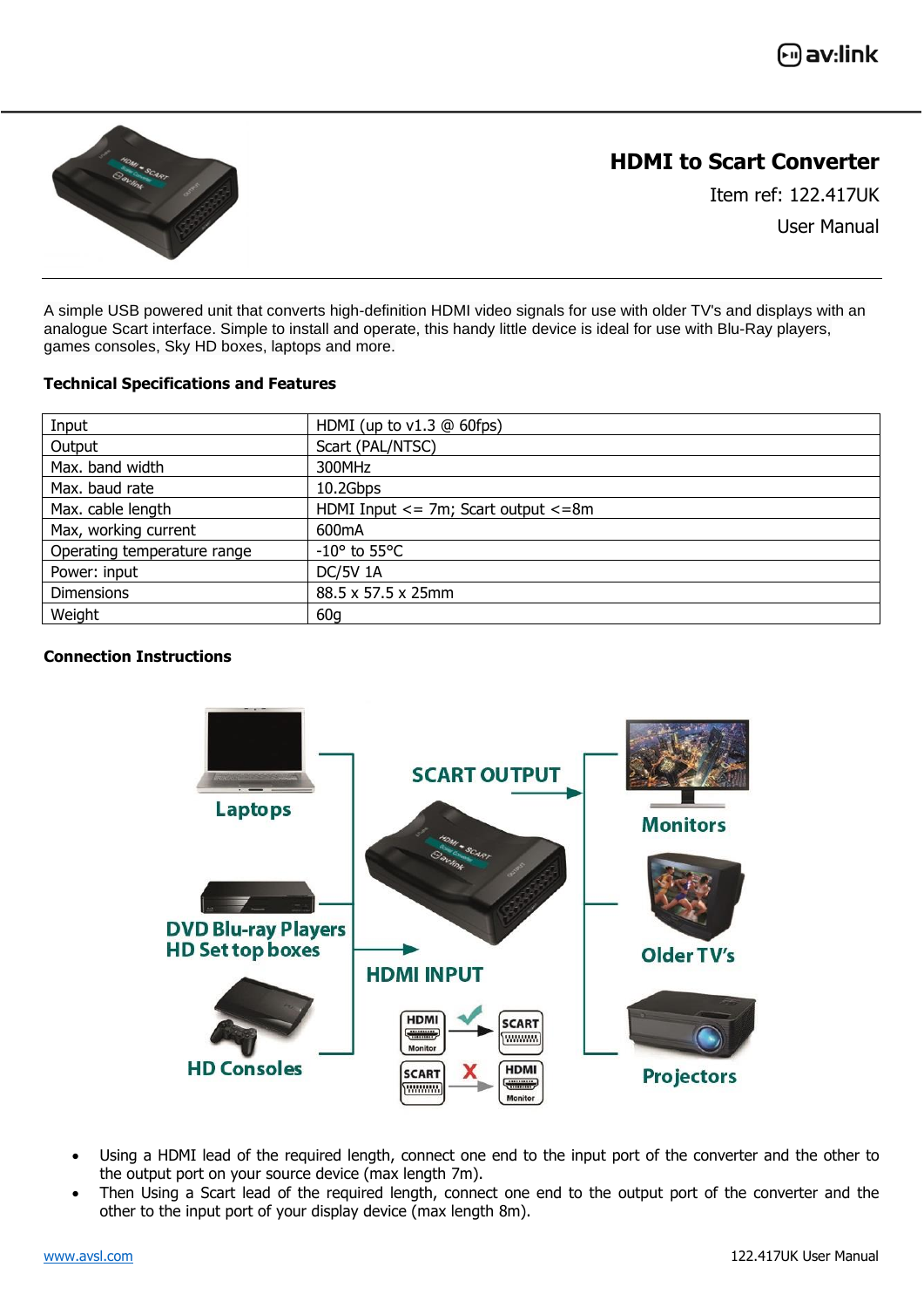# HDMI to Scart Converter

Item ref: 122.417UK

User Manual

A simple USB powered unit that converts high-definition HDMI video signals for use with older TV's and displays with an analogue Scart interface. Simple to install and operate, this handy little device is ideal for use with Blu-Ray players, games consoles, Sky HD boxes, laptops and more.

**Technical Specifications and Features**

| Input | HDMI (up to v1.3 @ 60fps) |
|---|---|
| Output | Scart (PAL/NTSC) |
| Max. band width | 300MHz |
| Max. baud rate | 10.2Gbps |
| Max. cable length | HDMI Input <= 7m; Scart output <=8m |
| Max, working current | 600mA |
| Operating temperature range | -10° to 55°C |
| Power: input | DC/5V 1A |
| Dimensions | 88.5 x 57.5 x 25mm |
| Weight | 60g |

**Connection Instructions**

- Using a HDMI lead of the required length, connect one end to the input port of the converter and the other to the output port on your source device (max length 7m).
- Then Using a Scart lead of the required length, connect one end to the output port of the converter and the other to the input port of your display device (max length 8m).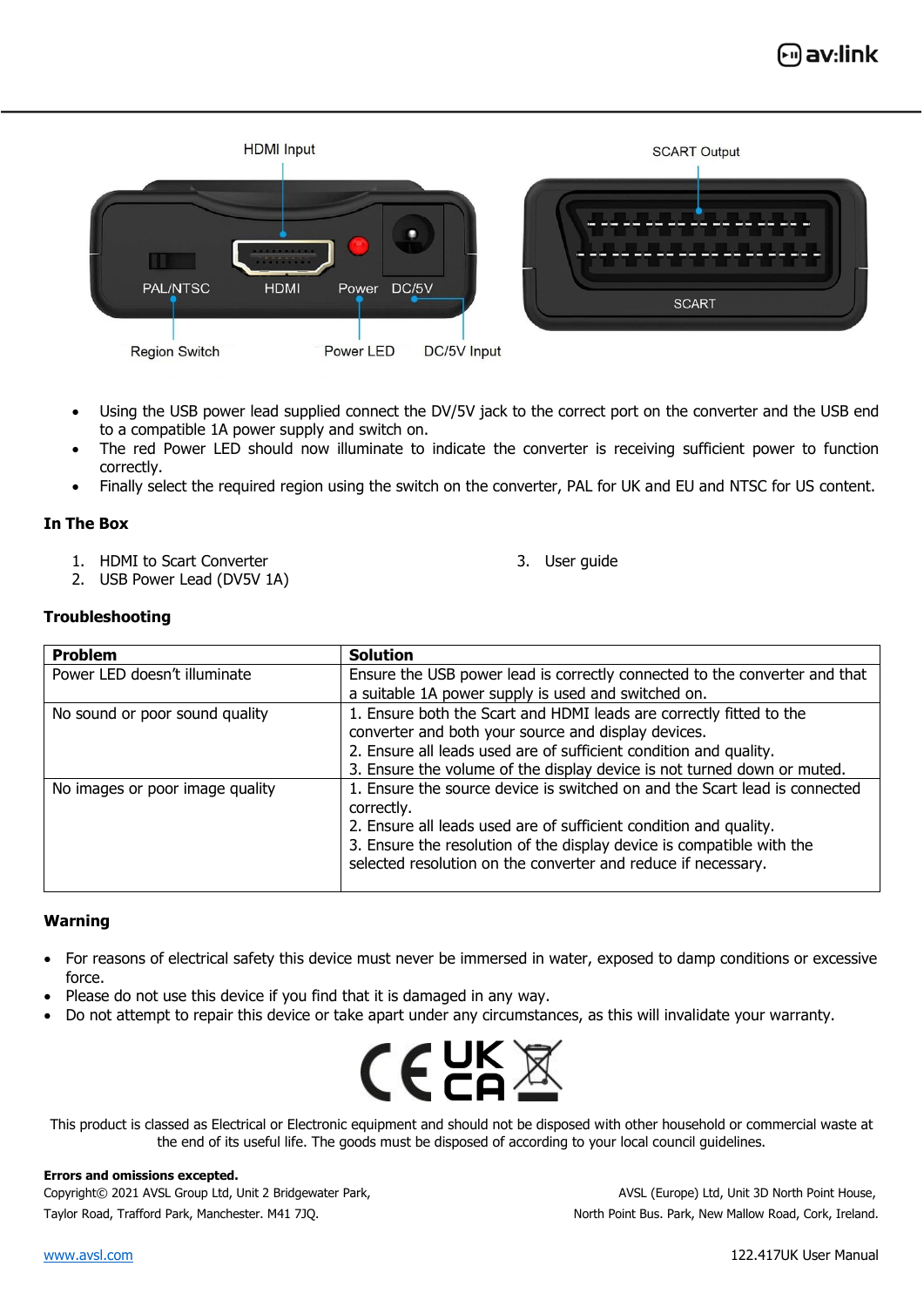HDMI Input

SCART Output

PAL/NTSC

HDMI

Power

DC/5V

SCART

Region Switch

Power LED

DC/5V Input

- Using the USB power lead supplied connect the DV/5V jack to the correct port on the converter and the USB end to a compatible 1A power supply and switch on.
- The red Power LED should now illuminate to indicate the converter is receiving sufficient power to function correctly.
- Finally select the required region using the switch on the converter, PAL for UK and EU and NTSC for US content.

## In The Box

1. HDMI to Scart Converter
2. USB Power Lead (DV5V 1A)
3. User guide

## Troubleshooting

| Problem | Solution |
|---|---|
| Power LED doesn't illuminate | Ensure the USB power lead is correctly connected to the converter and that a suitable 1A power supply is used and switched on. |
| No sound or poor sound quality | 1. Ensure both the Scart and HDMI leads are correctly fitted to the converter and both your source and display devices.<br>2. Ensure all leads used are of sufficient condition and quality.<br>3. Ensure the volume of the display device is not turned down or muted. |
| No images or poor image quality | 1. Ensure the source device is switched on and the Scart lead is connected correctly.<br>2. Ensure all leads used are of sufficient condition and quality.<br>3. Ensure the resolution of the display device is compatible with the selected resolution on the converter and reduce if necessary. |

## Warning

- For reasons of electrical safety this device must never be immersed in water, exposed to damp conditions or excessive force.
- Please do not use this device if you find that it is damaged in any way.
- Do not attempt to repair this device or take apart under any circumstances, as this will invalidate your warranty.

This product is classed as Electrical or Electronic equipment and should not be disposed with other household or commercial waste at the end of its useful life. The goods must be disposed of according to your local council guidelines.

**Errors and omissions excepted.**

Copyright© 2021 AVSL Group Ltd, Unit 2 Bridgewater Park, Taylor Road, Trafford Park, Manchester. M41 7JQ.

AVSL (Europe) Ltd, Unit 3D North Point House, North Point Bus. Park, New Mallow Road, Cork, Ireland.

www.avsl.com

122.417UK User Manual